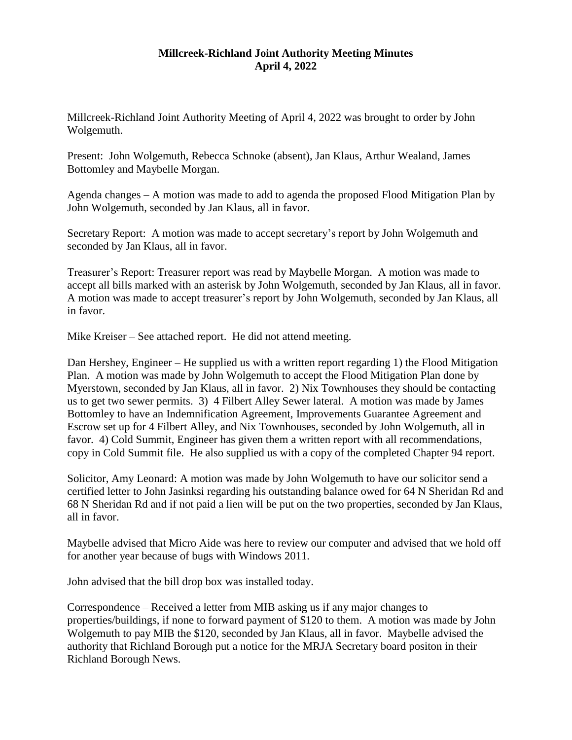**Millcreek-Richland Joint Authority Meeting Minutes**
**April 4, 2022**

Millcreek-Richland Joint Authority Meeting of April 4, 2022 was brought to order by John Wolgemuth.

Present: John Wolgemuth, Rebecca Schnoke (absent), Jan Klaus, Arthur Wealand, James Bottomley and Maybelle Morgan.

Agenda changes – A motion was made to add to agenda the proposed Flood Mitigation Plan by John Wolgemuth, seconded by Jan Klaus, all in favor.

Secretary Report: A motion was made to accept secretary's report by John Wolgemuth and seconded by Jan Klaus, all in favor.

Treasurer's Report: Treasurer report was read by Maybelle Morgan. A motion was made to accept all bills marked with an asterisk by John Wolgemuth, seconded by Jan Klaus, all in favor. A motion was made to accept treasurer's report by John Wolgemuth, seconded by Jan Klaus, all in favor.

Mike Kreiser – See attached report. He did not attend meeting.

Dan Hershey, Engineer – He supplied us with a written report regarding 1) the Flood Mitigation Plan. A motion was made by John Wolgemuth to accept the Flood Mitigation Plan done by Myerstown, seconded by Jan Klaus, all in favor. 2) Nix Townhouses they should be contacting us to get two sewer permits. 3) 4 Filbert Alley Sewer lateral. A motion was made by James Bottomley to have an Indemnification Agreement, Improvements Guarantee Agreement and Escrow set up for 4 Filbert Alley, and Nix Townhouses, seconded by John Wolgemuth, all in favor. 4) Cold Summit, Engineer has given them a written report with all recommendations, copy in Cold Summit file. He also supplied us with a copy of the completed Chapter 94 report.

Solicitor, Amy Leonard: A motion was made by John Wolgemuth to have our solicitor send a certified letter to John Jasinksi regarding his outstanding balance owed for 64 N Sheridan Rd and 68 N Sheridan Rd and if not paid a lien will be put on the two properties, seconded by Jan Klaus, all in favor.

Maybelle advised that Micro Aide was here to review our computer and advised that we hold off for another year because of bugs with Windows 2011.

John advised that the bill drop box was installed today.

Correspondence – Received a letter from MIB asking us if any major changes to properties/buildings, if none to forward payment of $120 to them. A motion was made by John Wolgemuth to pay MIB the $120, seconded by Jan Klaus, all in favor. Maybelle advised the authority that Richland Borough put a notice for the MRJA Secretary board positon in their Richland Borough News.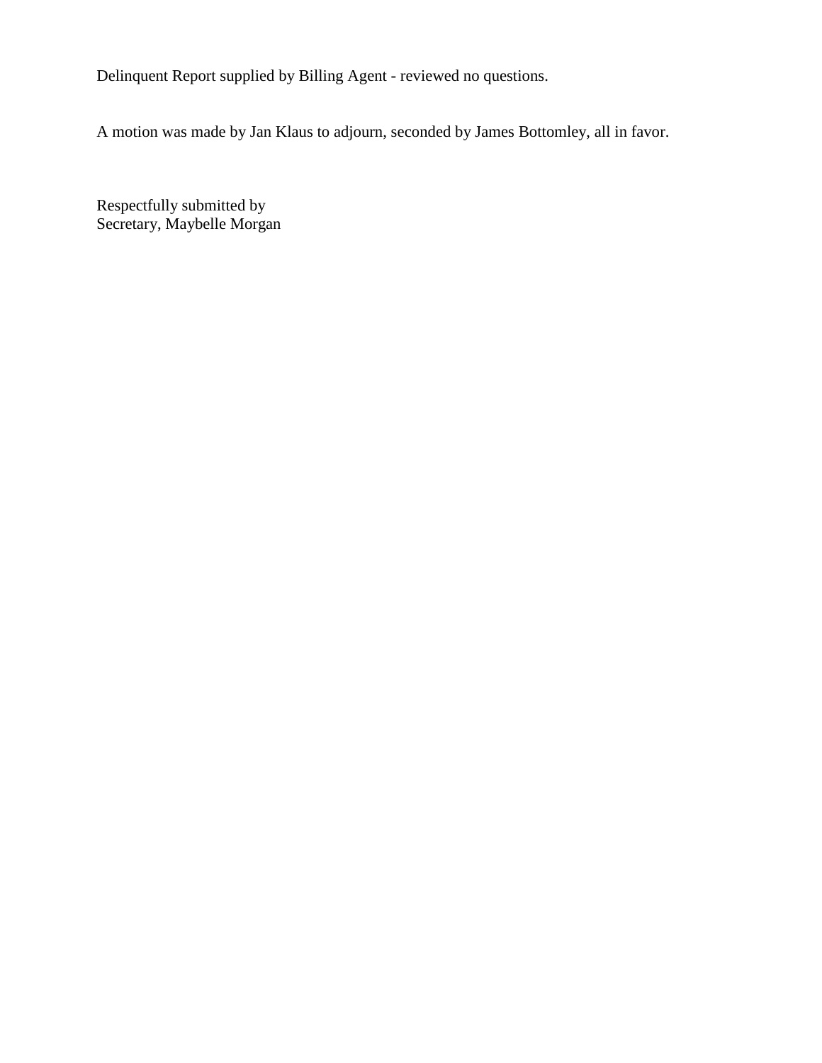Delinquent Report supplied by Billing Agent - reviewed no questions.

A motion was made by Jan Klaus to adjourn, seconded by James Bottomley, all in favor.

Respectfully submitted by
Secretary, Maybelle Morgan